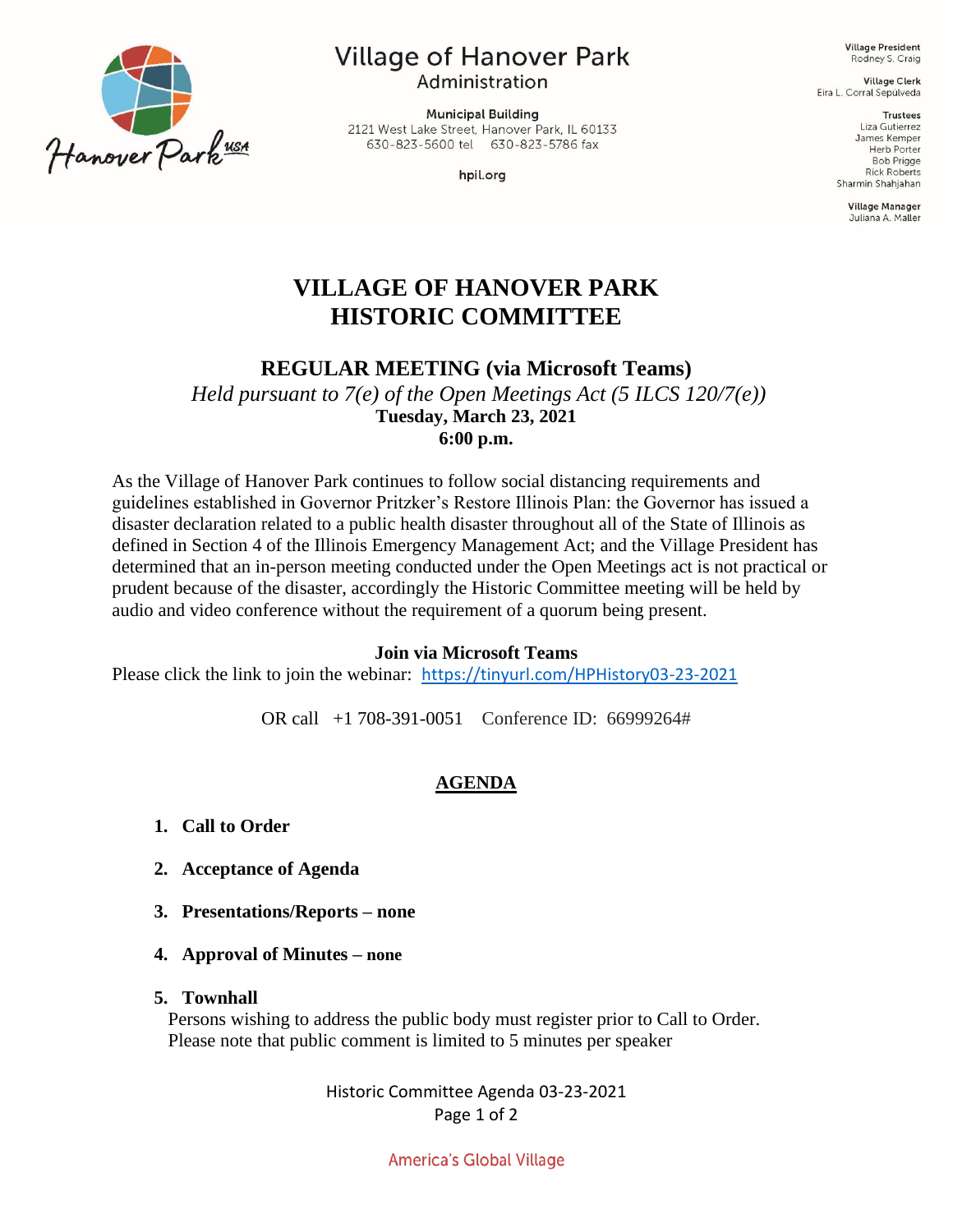Village of Hanover Park
Administration

Municipal Building
2121 West Lake Street, Hanover Park, IL 60133
630-823-5600 tel 630-823-5786 fax

hpil.org

**Village President**
Rodney S. Craig

**Village Clerk**
Eira L. Corral Sepúlveda

**Trustees**
Liza Gutierrez
James Kemper
Herb Porter
Bob Prigge
Rick Roberts
Sharmin Shahjahan

**Village Manager**
Juliana A. Maller

# VILLAGE OF HANOVER PARK
# HISTORIC COMMITTEE

## REGULAR MEETING (via Microsoft Teams)

*Held pursuant to 7(e) of the Open Meetings Act (5 ILCS 120/7(e))*
**Tuesday, March 23, 2021**
**6:00 p.m.**

As the Village of Hanover Park continues to follow social distancing requirements and guidelines established in Governor Pritzker's Restore Illinois Plan: the Governor has issued a disaster declaration related to a public health disaster throughout all of the State of Illinois as defined in Section 4 of the Illinois Emergency Management Act; and the Village President has determined that an in-person meeting conducted under the Open Meetings act is not practical or prudent because of the disaster, accordingly the Historic Committee meeting will be held by audio and video conference without the requirement of a quorum being present.

**Join via Microsoft Teams**
Please click the link to join the webinar: https://tinyurl.com/HPHistory03-23-2021

OR call +1 708-391-0051 Conference ID: 66999264#

## AGENDA

1. **Call to Order**
2. **Acceptance of Agenda**
3. **Presentations/Reports – none**
4. **Approval of Minutes – none**
5. **Townhall**
   Persons wishing to address the public body must register prior to Call to Order.
   Please note that public comment is limited to 5 minutes per speaker

America's Global Village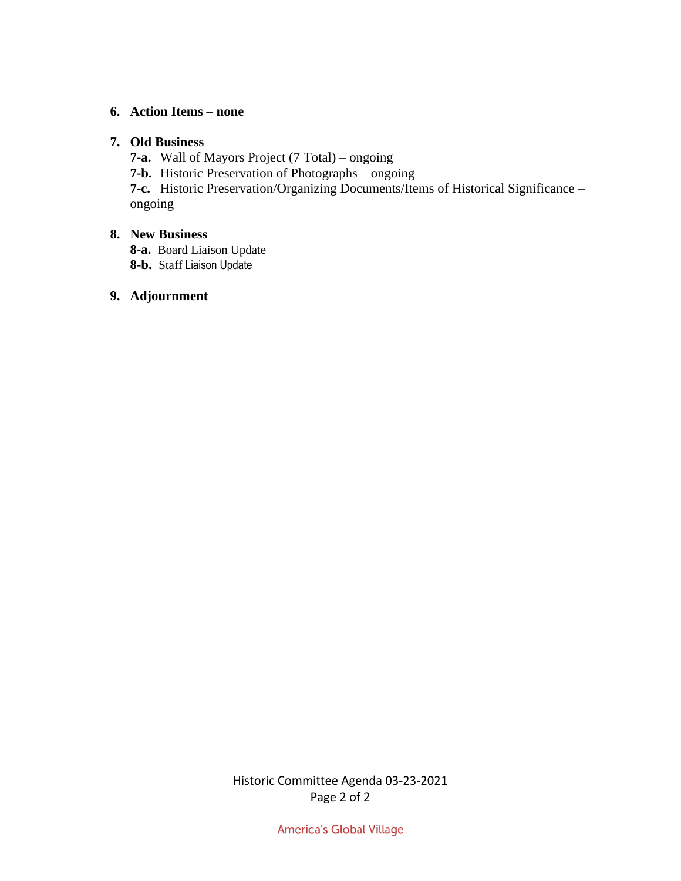6. **Action Items – none**

7. **Old Business**
   - **7-a.** Wall of Mayors Project (7 Total) – ongoing
   - **7-b.** Historic Preservation of Photographs – ongoing
   - **7-c.** Historic Preservation/Organizing Documents/Items of Historical Significance – ongoing

8. **New Business**
   - **8-a.** Board Liaison Update
   - **8-b.** Staff Liaison Update

9. **Adjournment**